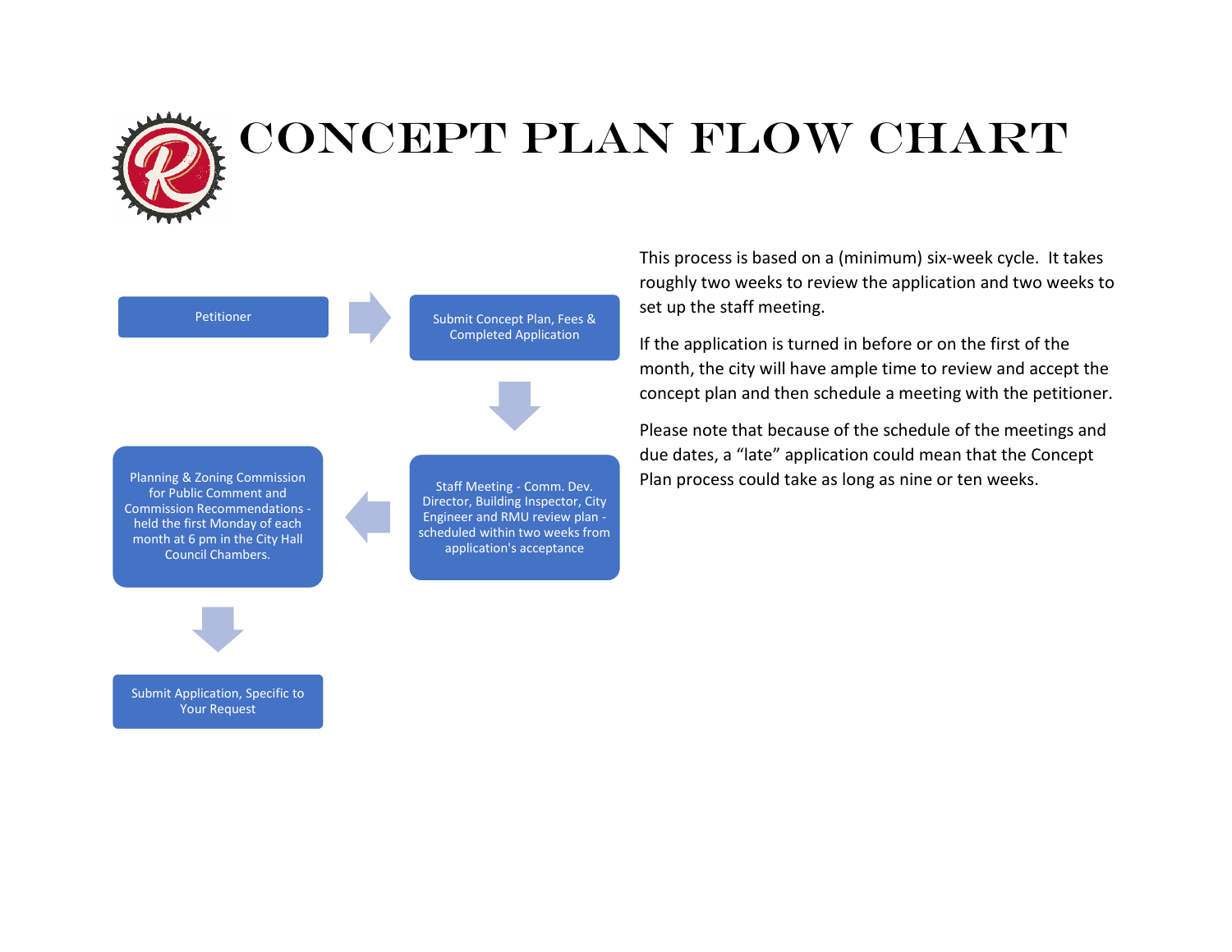# CONCEPT PLAN FLOW CHART

Petitioner

Submit Concept Plan, Fees & Completed Application

Staff Meeting - Comm. Dev. Director, Building Inspector, City Engineer and RMU review plan - scheduled within two weeks from application's acceptance

Planning & Zoning Commission for Public Comment and Commission Recommendations - held the first Monday of each month at 6 pm in the City Hall Council Chambers.

Submit Application, Specific to Your Request

This process is based on a (minimum) six-week cycle. It takes roughly two weeks to review the application and two weeks to set up the staff meeting.

If the application is turned in before or on the first of the month, the city will have ample time to review and accept the concept plan and then schedule a meeting with the petitioner.

Please note that because of the schedule of the meetings and due dates, a "late" application could mean that the Concept Plan process could take as long as nine or ten weeks.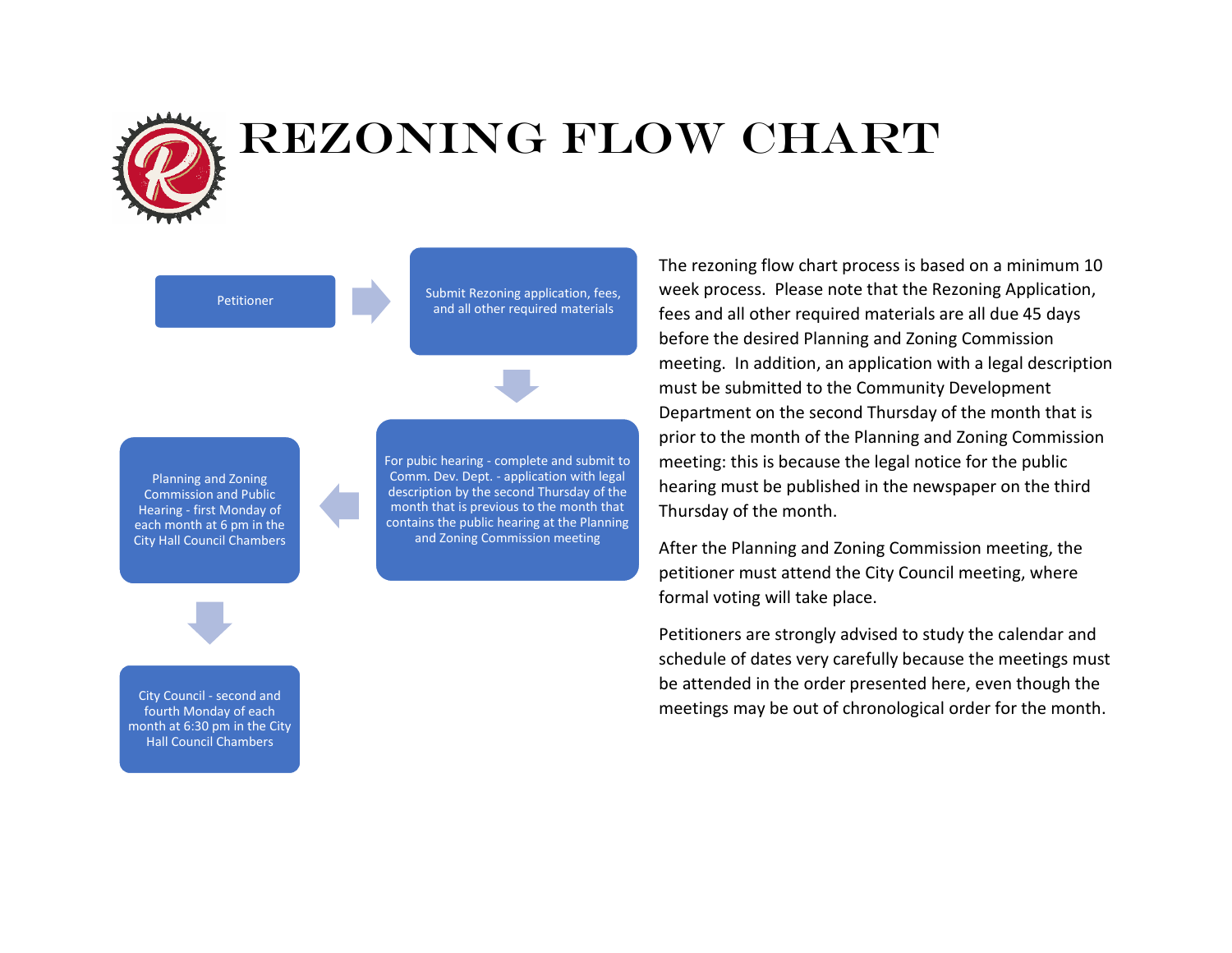# REZONING FLOW CHART

Petitioner

Submit Rezoning application, fees, and all other required materials

For pubic hearing - complete and submit to Comm. Dev. Dept. - application with legal description by the second Thursday of the month that is previous to the month that contains the public hearing at the Planning and Zoning Commission meeting

Planning and Zoning Commission and Public Hearing - first Monday of each month at 6 pm in the City Hall Council Chambers

City Council - second and fourth Monday of each month at 6:30 pm in the City Hall Council Chambers

The rezoning flow chart process is based on a minimum 10 week process. Please note that the Rezoning Application, fees and all other required materials are all due 45 days before the desired Planning and Zoning Commission meeting. In addition, an application with a legal description must be submitted to the Community Development Department on the second Thursday of the month that is prior to the month of the Planning and Zoning Commission meeting: this is because the legal notice for the public hearing must be published in the newspaper on the third Thursday of the month.

After the Planning and Zoning Commission meeting, the petitioner must attend the City Council meeting, where formal voting will take place.

Petitioners are strongly advised to study the calendar and schedule of dates very carefully because the meetings must be attended in the order presented here, even though the meetings may be out of chronological order for the month.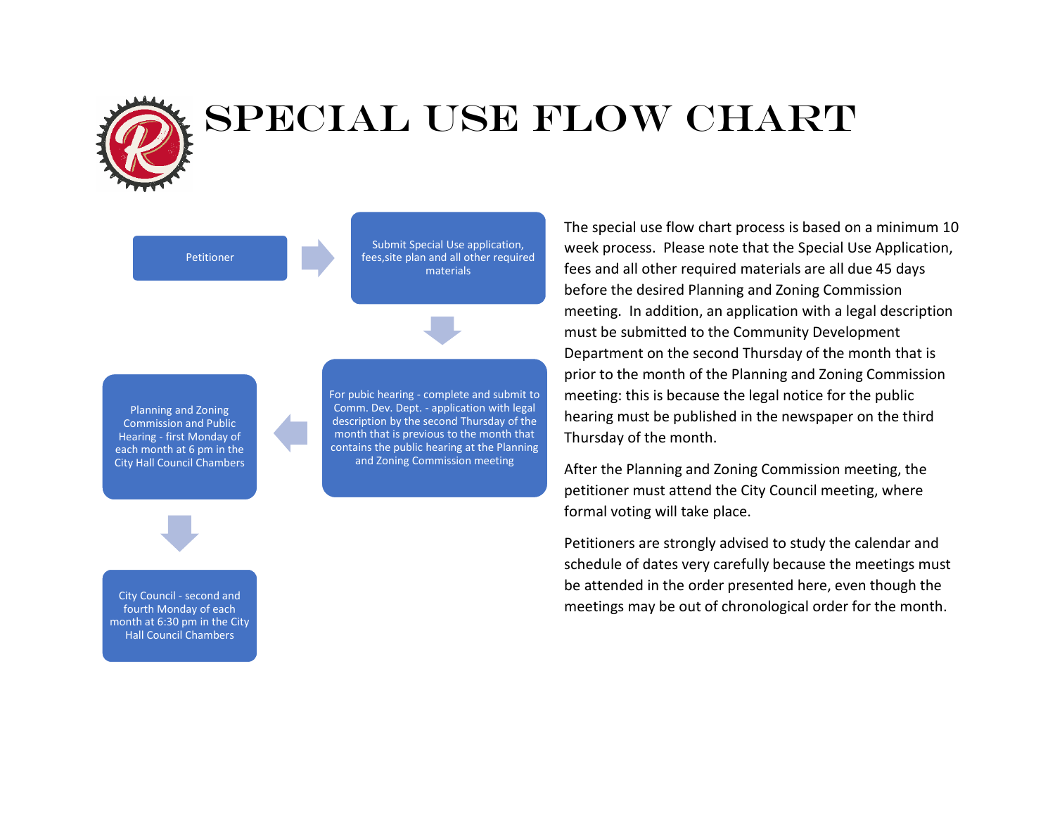# SPECIAL USE FLOW CHART

Petitioner

Submit Special Use application, fees,site plan and all other required materials

For pubic hearing - complete and submit to Comm. Dev. Dept. - application with legal description by the second Thursday of the month that is previous to the month that contains the public hearing at the Planning and Zoning Commission meeting

Planning and Zoning Commission and Public Hearing - first Monday of each month at 6 pm in the City Hall Council Chambers

City Council - second and fourth Monday of each month at 6:30 pm in the City Hall Council Chambers

The special use flow chart process is based on a minimum 10 week process. Please note that the Special Use Application, fees and all other required materials are all due 45 days before the desired Planning and Zoning Commission meeting. In addition, an application with a legal description must be submitted to the Community Development Department on the second Thursday of the month that is prior to the month of the Planning and Zoning Commission meeting: this is because the legal notice for the public hearing must be published in the newspaper on the third Thursday of the month.

After the Planning and Zoning Commission meeting, the petitioner must attend the City Council meeting, where formal voting will take place.

Petitioners are strongly advised to study the calendar and schedule of dates very carefully because the meetings must be attended in the order presented here, even though the meetings may be out of chronological order for the month.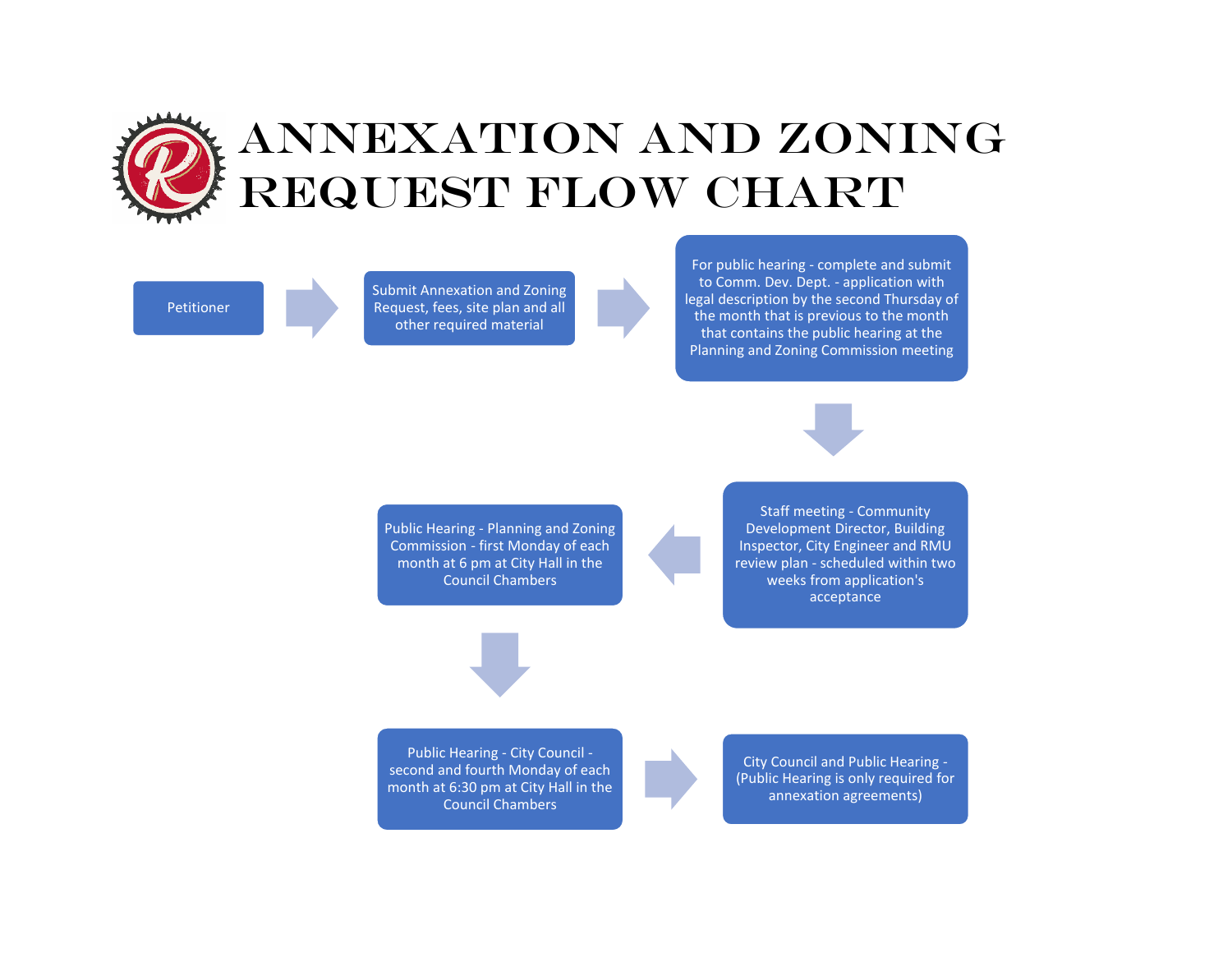# ANNEXATION AND ZONING REQUEST FLOW CHART

1. Petitioner
2. Submit Annexation and Zoning Request, fees, site plan and all other required material
3. For public hearing - complete and submit to Comm. Dev. Dept. - application with legal description by the second Thursday of the month that is previous to the month that contains the public hearing at the Planning and Zoning Commission meeting
4. Staff meeting - Community Development Director, Building Inspector, City Engineer and RMU review plan - scheduled within two weeks from application's acceptance
5. Public Hearing - Planning and Zoning Commission - first Monday of each month at 6 pm at City Hall in the Council Chambers
6. Public Hearing - City Council - second and fourth Monday of each month at 6:30 pm at City Hall in the Council Chambers
7. City Council and Public Hearing - (Public Hearing is only required for annexation agreements)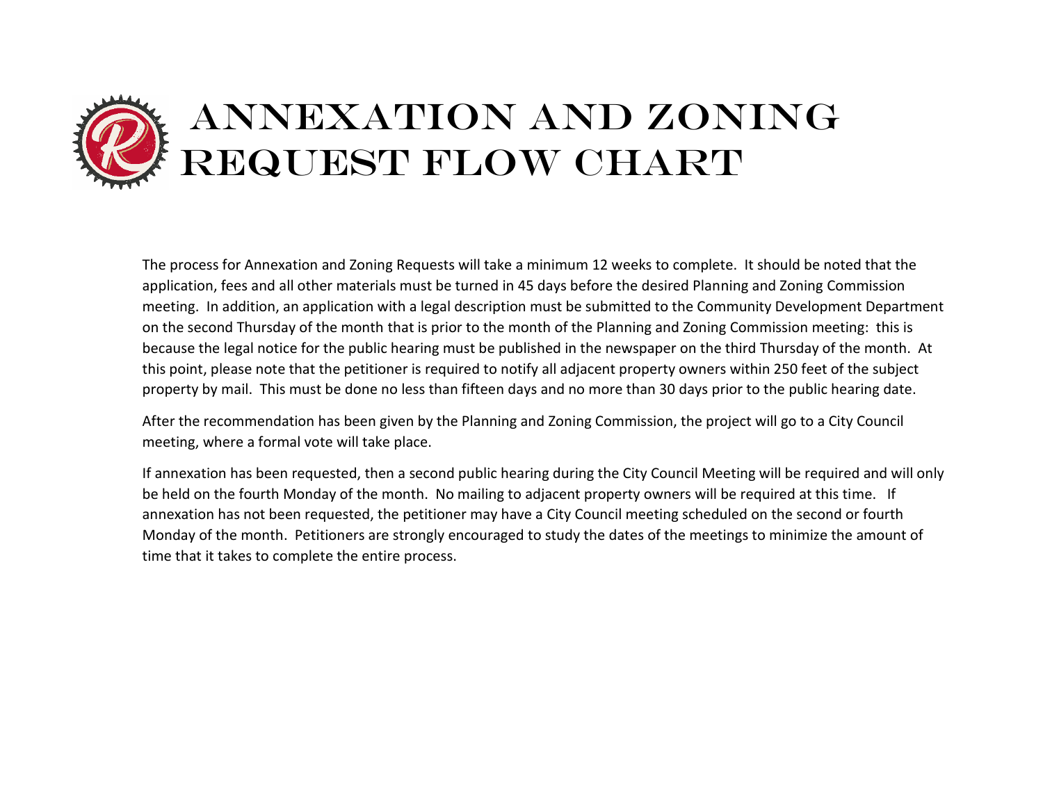# ANNEXATION AND ZONING REQUEST FLOW CHART

The process for Annexation and Zoning Requests will take a minimum 12 weeks to complete. It should be noted that the application, fees and all other materials must be turned in 45 days before the desired Planning and Zoning Commission meeting. In addition, an application with a legal description must be submitted to the Community Development Department on the second Thursday of the month that is prior to the month of the Planning and Zoning Commission meeting: this is because the legal notice for the public hearing must be published in the newspaper on the third Thursday of the month. At this point, please note that the petitioner is required to notify all adjacent property owners within 250 feet of the subject property by mail. This must be done no less than fifteen days and no more than 30 days prior to the public hearing date.

After the recommendation has been given by the Planning and Zoning Commission, the project will go to a City Council meeting, where a formal vote will take place.

If annexation has been requested, then a second public hearing during the City Council Meeting will be required and will only be held on the fourth Monday of the month. No mailing to adjacent property owners will be required at this time. If annexation has not been requested, the petitioner may have a City Council meeting scheduled on the second or fourth Monday of the month. Petitioners are strongly encouraged to study the dates of the meetings to minimize the amount of time that it takes to complete the entire process.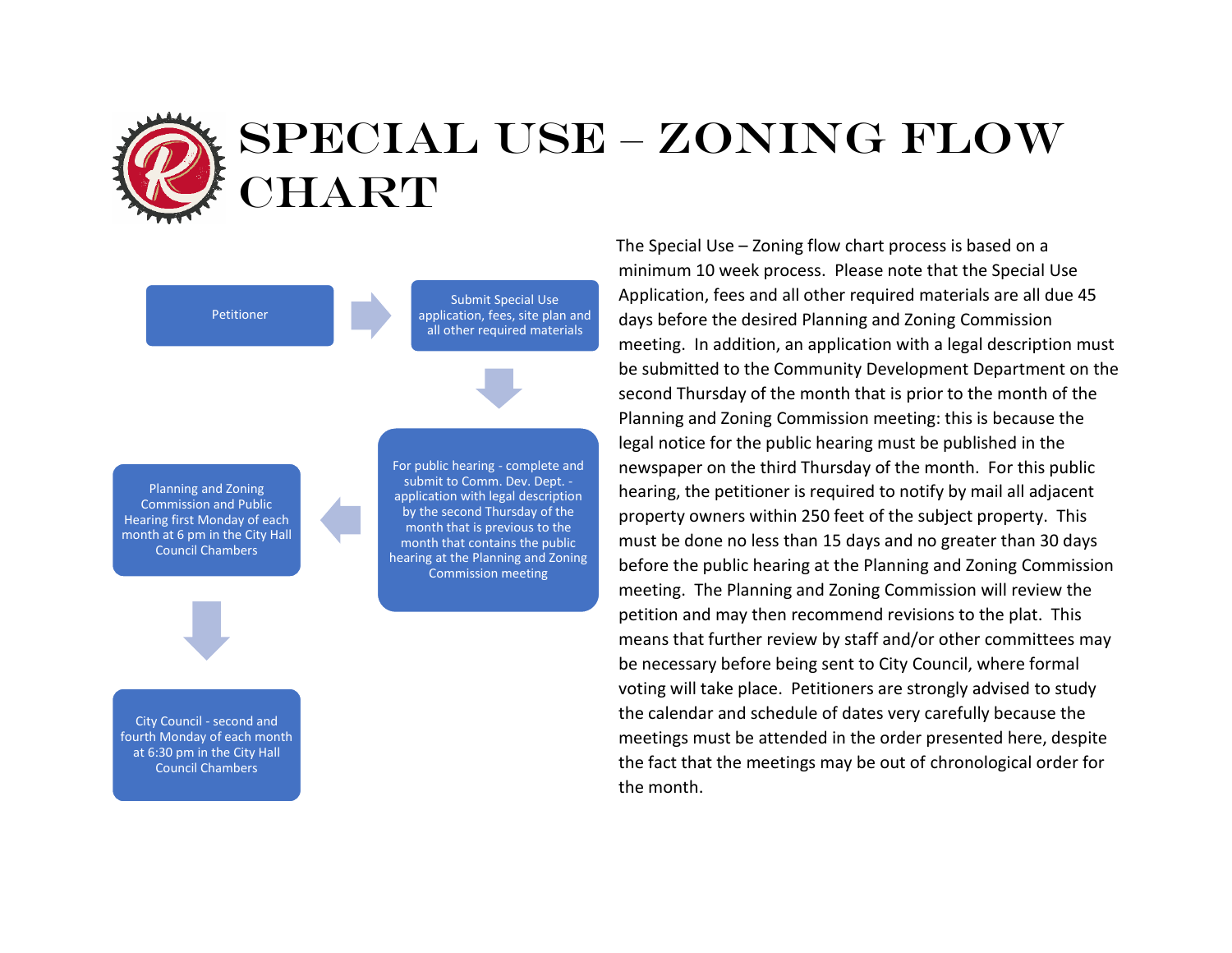# SPECIAL USE – ZONING FLOW CHART

Petitioner

Submit Special Use application, fees, site plan and all other required materials

For public hearing - complete and submit to Comm. Dev. Dept. - application with legal description by the second Thursday of the month that is previous to the month that contains the public hearing at the Planning and Zoning Commission meeting

Planning and Zoning Commission and Public Hearing first Monday of each month at 6 pm in the City Hall Council Chambers

City Council - second and fourth Monday of each month at 6:30 pm in the City Hall Council Chambers

The Special Use – Zoning flow chart process is based on a minimum 10 week process. Please note that the Special Use Application, fees and all other required materials are all due 45 days before the desired Planning and Zoning Commission meeting. In addition, an application with a legal description must be submitted to the Community Development Department on the second Thursday of the month that is prior to the month of the Planning and Zoning Commission meeting: this is because the legal notice for the public hearing must be published in the newspaper on the third Thursday of the month. For this public hearing, the petitioner is required to notify by mail all adjacent property owners within 250 feet of the subject property. This must be done no less than 15 days and no greater than 30 days before the public hearing at the Planning and Zoning Commission meeting. The Planning and Zoning Commission will review the petition and may then recommend revisions to the plat. This means that further review by staff and/or other committees may be necessary before being sent to City Council, where formal voting will take place. Petitioners are strongly advised to study the calendar and schedule of dates very carefully because the meetings must be attended in the order presented here, despite the fact that the meetings may be out of chronological order for the month.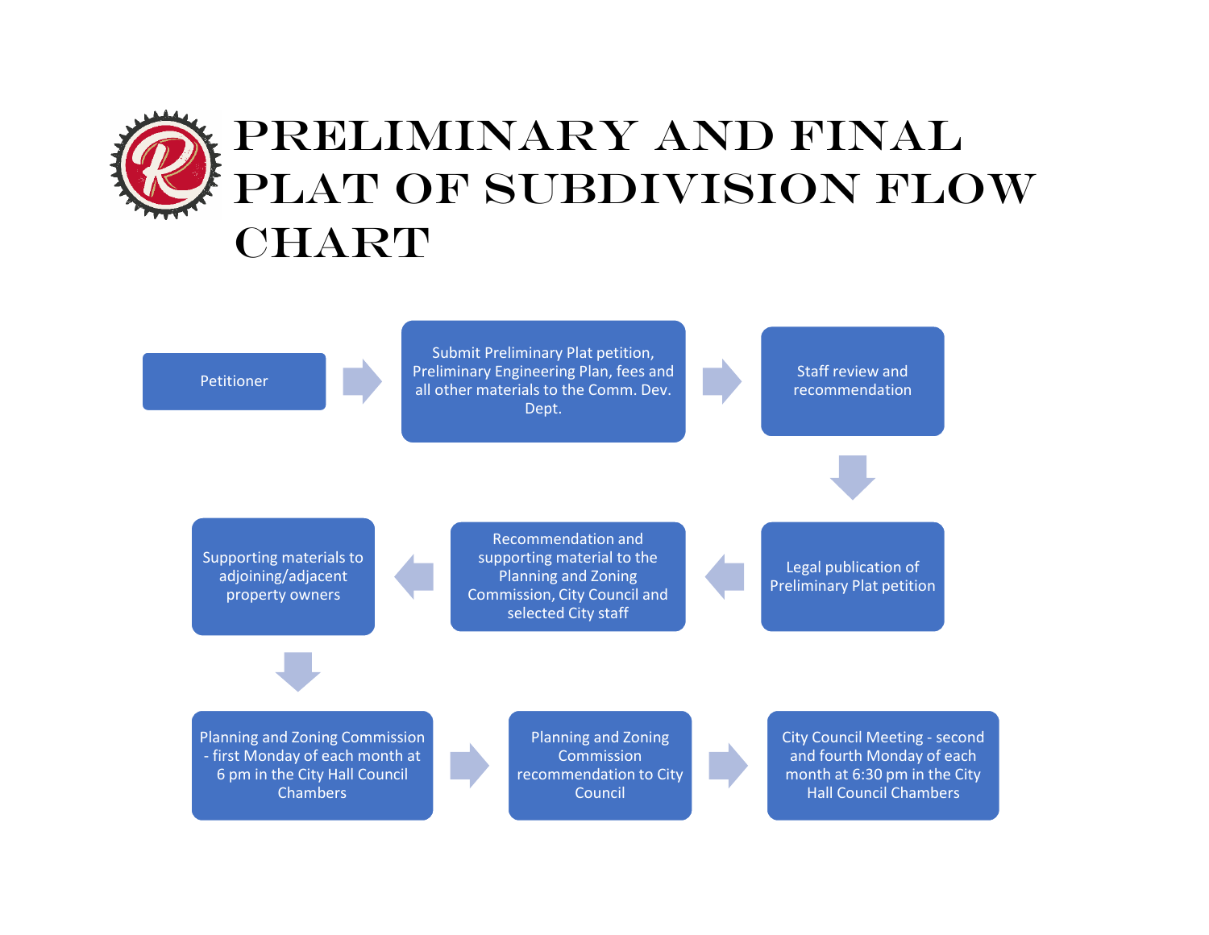# PRELIMINARY AND FINAL PLAT OF SUBDIVISION FLOW CHART

1. Petitioner
2. Submit Preliminary Plat petition, Preliminary Engineering Plan, fees and all other materials to the Comm. Dev. Dept.
3. Staff review and recommendation
4. Legal publication of Preliminary Plat petition
5. Recommendation and supporting material to the Planning and Zoning Commission, City Council and selected City staff
6. Supporting materials to adjoining/adjacent property owners
7. Planning and Zoning Commission - first Monday of each month at 6 pm in the City Hall Council Chambers
8. Planning and Zoning Commission recommendation to City Council
9. City Council Meeting - second and fourth Monday of each month at 6:30 pm in the City Hall Council Chambers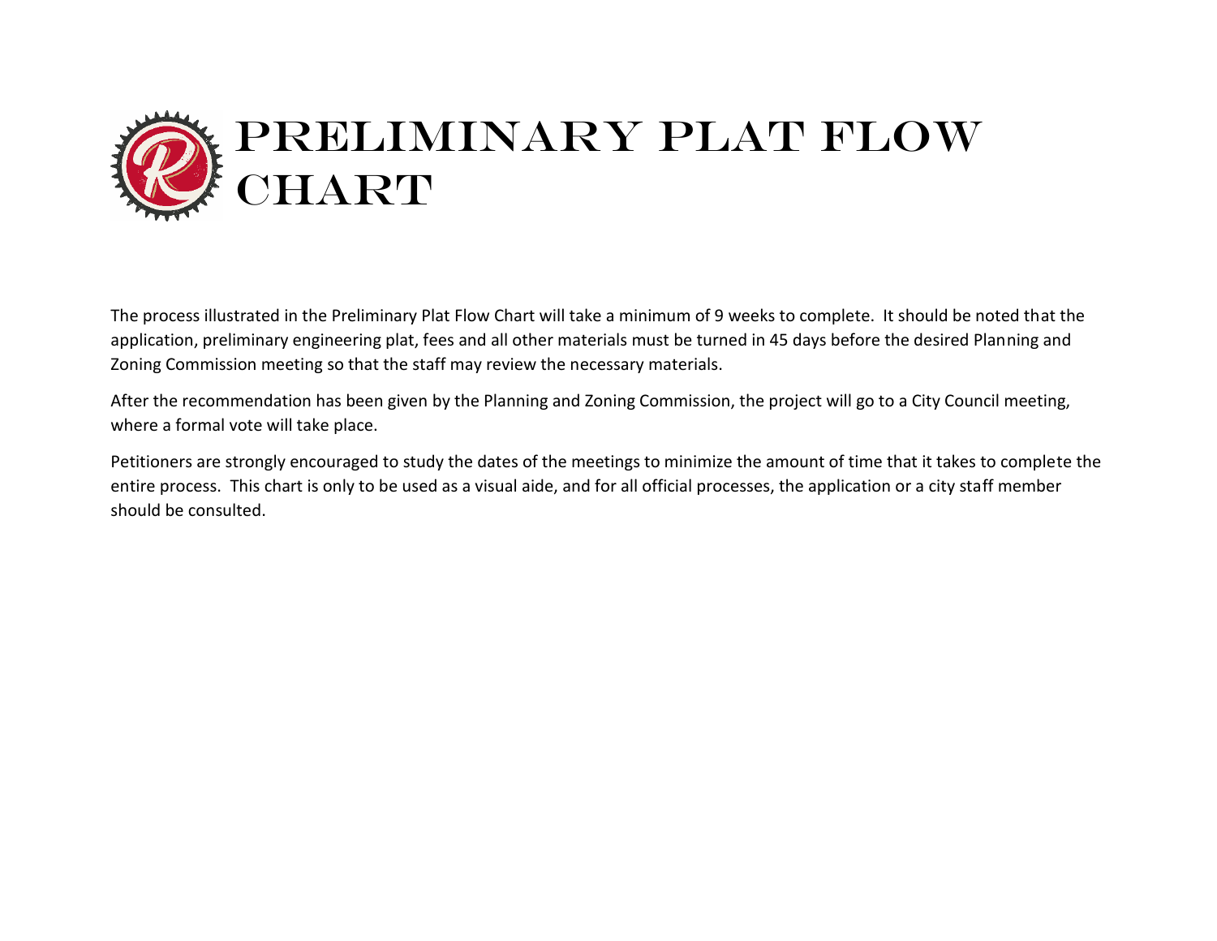# Preliminary Plat Flow Chart

The process illustrated in the Preliminary Plat Flow Chart will take a minimum of 9 weeks to complete. It should be noted that the application, preliminary engineering plat, fees and all other materials must be turned in 45 days before the desired Planning and Zoning Commission meeting so that the staff may review the necessary materials.

After the recommendation has been given by the Planning and Zoning Commission, the project will go to a City Council meeting, where a formal vote will take place.

Petitioners are strongly encouraged to study the dates of the meetings to minimize the amount of time that it takes to complete the entire process. This chart is only to be used as a visual aide, and for all official processes, the application or a city staff member should be consulted.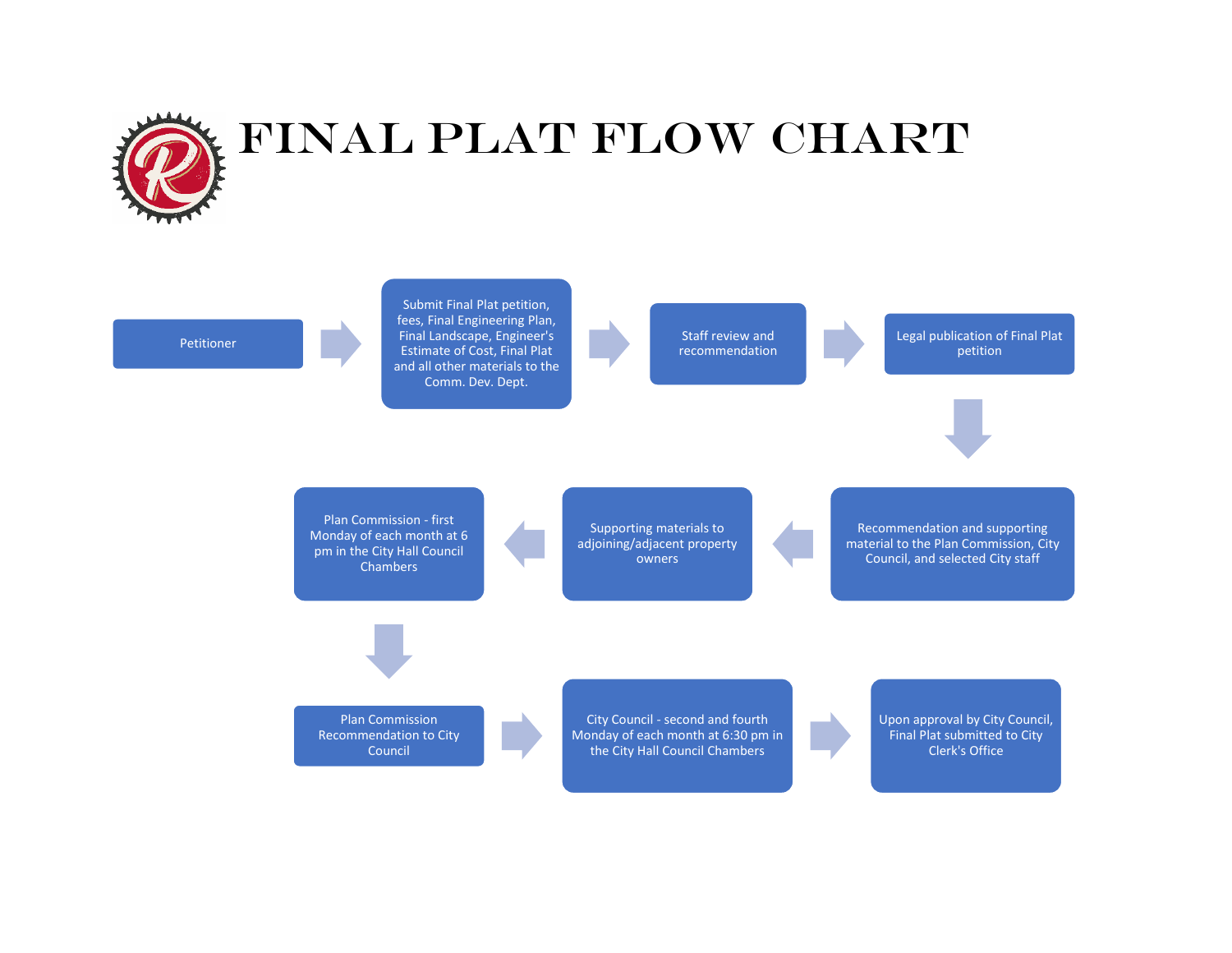# FINAL PLAT FLOW CHART

1. Petitioner
2. Submit Final Plat petition, fees, Final Engineering Plan, Final Landscape, Engineer's Estimate of Cost, Final Plat and all other materials to the Comm. Dev. Dept.
3. Staff review and recommendation
4. Legal publication of Final Plat petition
5. Recommendation and supporting material to the Plan Commission, City Council, and selected City staff
6. Supporting materials to adjoining/adjacent property owners
7. Plan Commission - first Monday of each month at 6 pm in the City Hall Council Chambers
8. Plan Commission Recommendation to City Council
9. City Council - second and fourth Monday of each month at 6:30 pm in the City Hall Council Chambers
10. Upon approval by City Council, Final Plat submitted to City Clerk's Office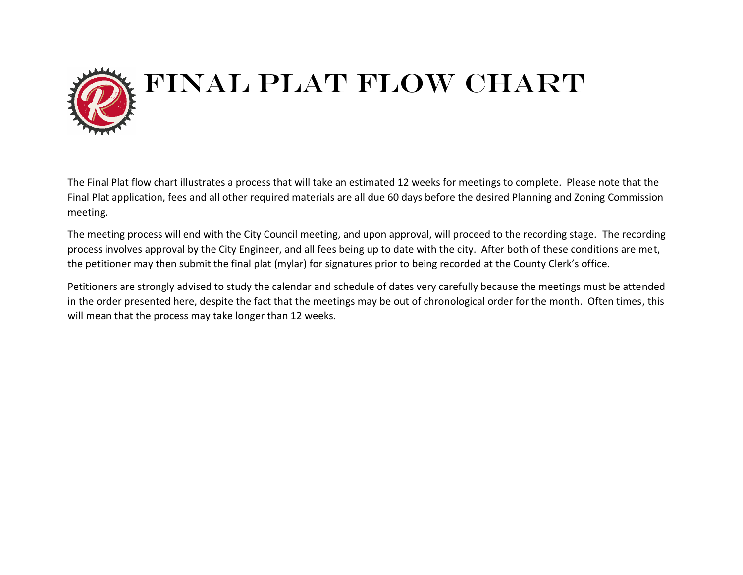# Final Plat Flow Chart

The Final Plat flow chart illustrates a process that will take an estimated 12 weeks for meetings to complete. Please note that the Final Plat application, fees and all other required materials are all due 60 days before the desired Planning and Zoning Commission meeting.

The meeting process will end with the City Council meeting, and upon approval, will proceed to the recording stage. The recording process involves approval by the City Engineer, and all fees being up to date with the city. After both of these conditions are met, the petitioner may then submit the final plat (mylar) for signatures prior to being recorded at the County Clerk's office.

Petitioners are strongly advised to study the calendar and schedule of dates very carefully because the meetings must be attended in the order presented here, despite the fact that the meetings may be out of chronological order for the month. Often times, this will mean that the process may take longer than 12 weeks.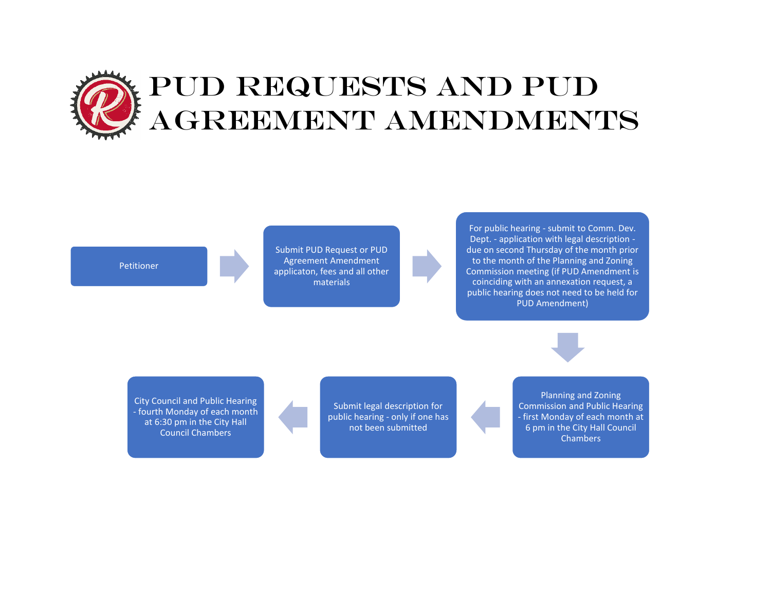# PUD Requests and PUD Agreement Amendments

1. Petitioner
2. Submit PUD Request or PUD Agreement Amendment applicaton, fees and all other materials
3. For public hearing - submit to Comm. Dev. Dept. - application with legal description - due on second Thursday of the month prior to the month of the Planning and Zoning Commission meeting (if PUD Amendment is coinciding with an annexation request, a public hearing does not need to be held for PUD Amendment)
4. Planning and Zoning Commission and Public Hearing - first Monday of each month at 6 pm in the City Hall Council Chambers
5. Submit legal description for public hearing - only if one has not been submitted
6. City Council and Public Hearing - fourth Monday of each month at 6:30 pm in the City Hall Council Chambers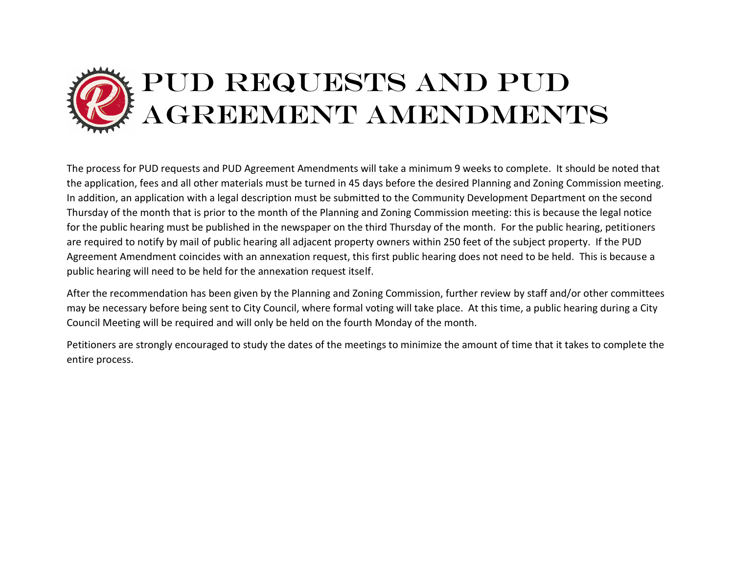# PUD Requests and PUD Agreement Amendments

The process for PUD requests and PUD Agreement Amendments will take a minimum 9 weeks to complete. It should be noted that the application, fees and all other materials must be turned in 45 days before the desired Planning and Zoning Commission meeting. In addition, an application with a legal description must be submitted to the Community Development Department on the second Thursday of the month that is prior to the month of the Planning and Zoning Commission meeting: this is because the legal notice for the public hearing must be published in the newspaper on the third Thursday of the month. For the public hearing, petitioners are required to notify by mail of public hearing all adjacent property owners within 250 feet of the subject property. If the PUD Agreement Amendment coincides with an annexation request, this first public hearing does not need to be held. This is because a public hearing will need to be held for the annexation request itself.

After the recommendation has been given by the Planning and Zoning Commission, further review by staff and/or other committees may be necessary before being sent to City Council, where formal voting will take place. At this time, a public hearing during a City Council Meeting will be required and will only be held on the fourth Monday of the month.

Petitioners are strongly encouraged to study the dates of the meetings to minimize the amount of time that it takes to complete the entire process.